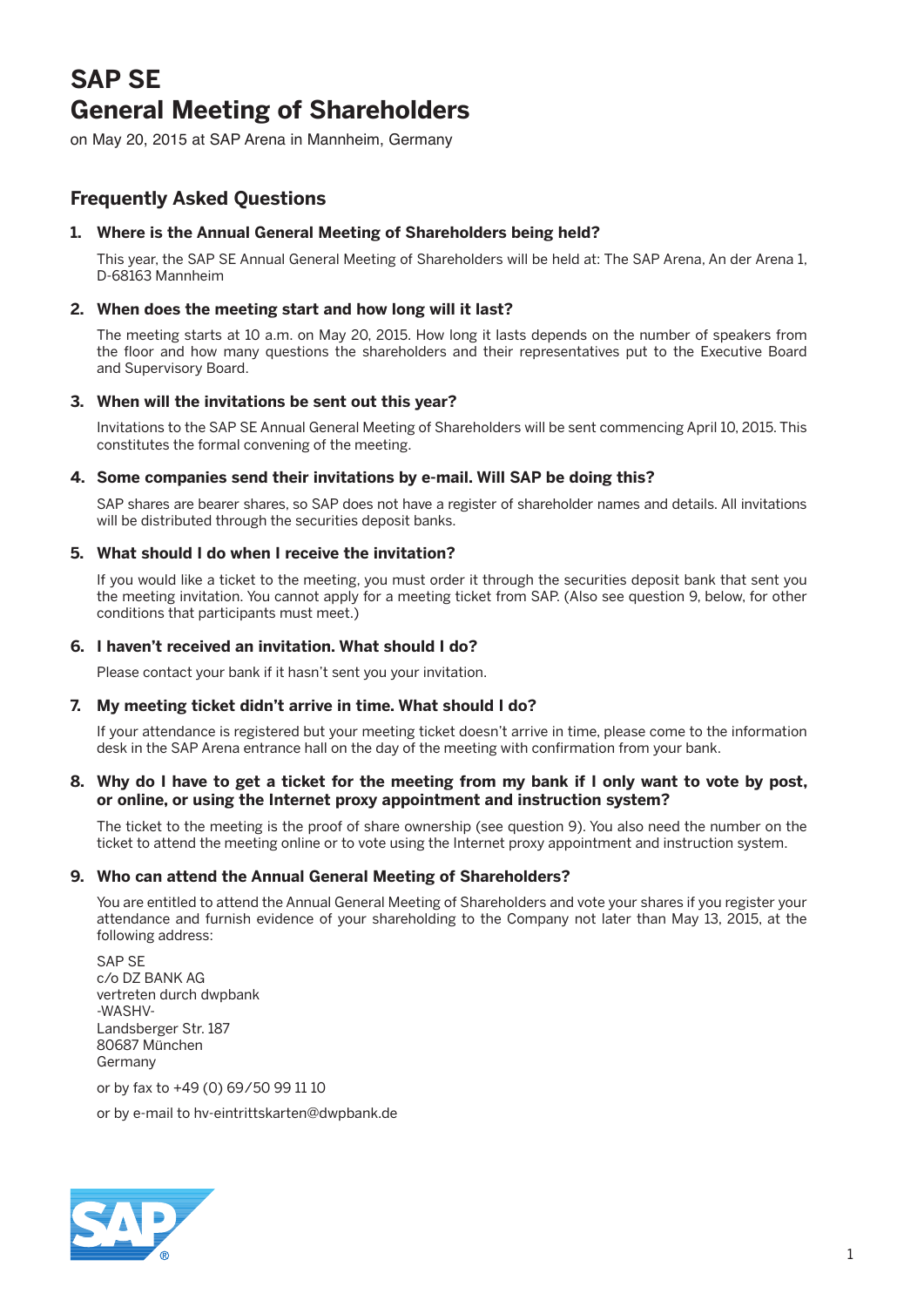# SAP SE General Meeting of Shareholders

on May 20, 2015 at SAP Arena in Mannheim, Germany

## Frequently Asked Questions

### 1. Where is the Annual General Meeting of Shareholders being held?

This year, the SAP SE Annual General Meeting of Shareholders will be held at: The SAP Arena, An der Arena 1, D-68163 Mannheim

### 2. When does the meeting start and how long will it last?

The meeting starts at 10 a.m. on May 20, 2015. How long it lasts depends on the number of speakers from the floor and how many questions the shareholders and their representatives put to the Executive Board and Supervisory Board.

### 3. When will the invitations be sent out this year?

Invitations to the SAP SE Annual General Meeting of Shareholders will be sent commencing April 10, 2015. This constitutes the formal convening of the meeting.

### 4. Some companies send their invitations by e-mail. Will SAP be doing this?

SAP shares are bearer shares, so SAP does not have a register of shareholder names and details. All invitations will be distributed through the securities deposit banks.

### 5. What should I do when I receive the invitation?

If you would like a ticket to the meeting, you must order it through the securities deposit bank that sent you the meeting invitation. You cannot apply for a meeting ticket from SAP. (Also see question 9, below, for other conditions that participants must meet.)

### 6. I haven't received an invitation. What should I do?

Please contact your bank if it hasn't sent you your invitation.

### 7. My meeting ticket didn't arrive in time. What should I do?

If your attendance is registered but your meeting ticket doesn't arrive in time, please come to the information desk in the SAP Arena entrance hall on the day of the meeting with confirmation from your bank.

### 8. Why do I have to get a ticket for the meeting from my bank if I only want to vote by post, or online, or using the Internet proxy appointment and instruction system?

The ticket to the meeting is the proof of share ownership (see question 9). You also need the number on the ticket to attend the meeting online or to vote using the Internet proxy appointment and instruction system.

### 9. Who can attend the Annual General Meeting of Shareholders?

You are entitled to attend the Annual General Meeting of Shareholders and vote your shares if you register your attendance and furnish evidence of your shareholding to the Company not later than May 13, 2015, at the following address:

SAP SE
c/o DZ BANK AG
vertreten durch dwpbank
-WASHV-
Landsberger Str. 187
80687 München
Germany

or by fax to +49 (0) 69/50 99 11 10

or by e-mail to hv-eintrittskarten@dwpbank.de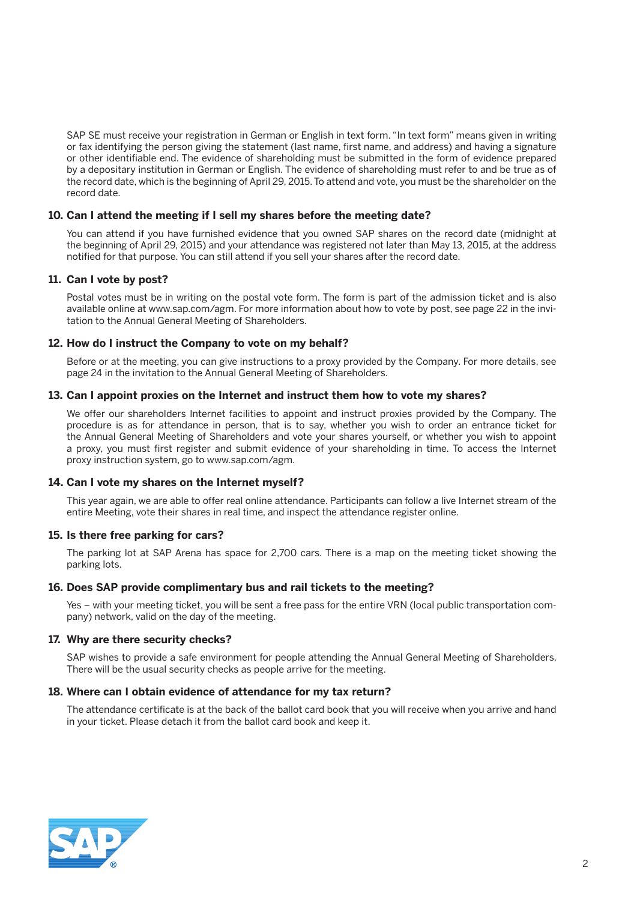SAP SE must receive your registration in German or English in text form. "In text form" means given in writing or fax identifying the person giving the statement (last name, first name, and address) and having a signature or other identifiable end. The evidence of shareholding must be submitted in the form of evidence prepared by a depositary institution in German or English. The evidence of shareholding must refer to and be true as of the record date, which is the beginning of April 29, 2015. To attend and vote, you must be the shareholder on the record date.

### 10. Can I attend the meeting if I sell my shares before the meeting date?

You can attend if you have furnished evidence that you owned SAP shares on the record date (midnight at the beginning of April 29, 2015) and your attendance was registered not later than May 13, 2015, at the address notified for that purpose. You can still attend if you sell your shares after the record date.

### 11. Can I vote by post?

Postal votes must be in writing on the postal vote form. The form is part of the admission ticket and is also available online at www.sap.com/agm. For more information about how to vote by post, see page 22 in the invitation to the Annual General Meeting of Shareholders.

### 12. How do I instruct the Company to vote on my behalf?

Before or at the meeting, you can give instructions to a proxy provided by the Company. For more details, see page 24 in the invitation to the Annual General Meeting of Shareholders.

### 13. Can I appoint proxies on the Internet and instruct them how to vote my shares?

We offer our shareholders Internet facilities to appoint and instruct proxies provided by the Company. The procedure is as for attendance in person, that is to say, whether you wish to order an entrance ticket for the Annual General Meeting of Shareholders and vote your shares yourself, or whether you wish to appoint a proxy, you must first register and submit evidence of your shareholding in time. To access the Internet proxy instruction system, go to www.sap.com/agm.

### 14. Can I vote my shares on the Internet myself?

This year again, we are able to offer real online attendance. Participants can follow a live Internet stream of the entire Meeting, vote their shares in real time, and inspect the attendance register online.

### 15. Is there free parking for cars?

The parking lot at SAP Arena has space for 2,700 cars. There is a map on the meeting ticket showing the parking lots.

### 16. Does SAP provide complimentary bus and rail tickets to the meeting?

Yes – with your meeting ticket, you will be sent a free pass for the entire VRN (local public transportation company) network, valid on the day of the meeting.

### 17. Why are there security checks?

SAP wishes to provide a safe environment for people attending the Annual General Meeting of Shareholders. There will be the usual security checks as people arrive for the meeting.

### 18. Where can I obtain evidence of attendance for my tax return?

The attendance certificate is at the back of the ballot card book that you will receive when you arrive and hand in your ticket. Please detach it from the ballot card book and keep it.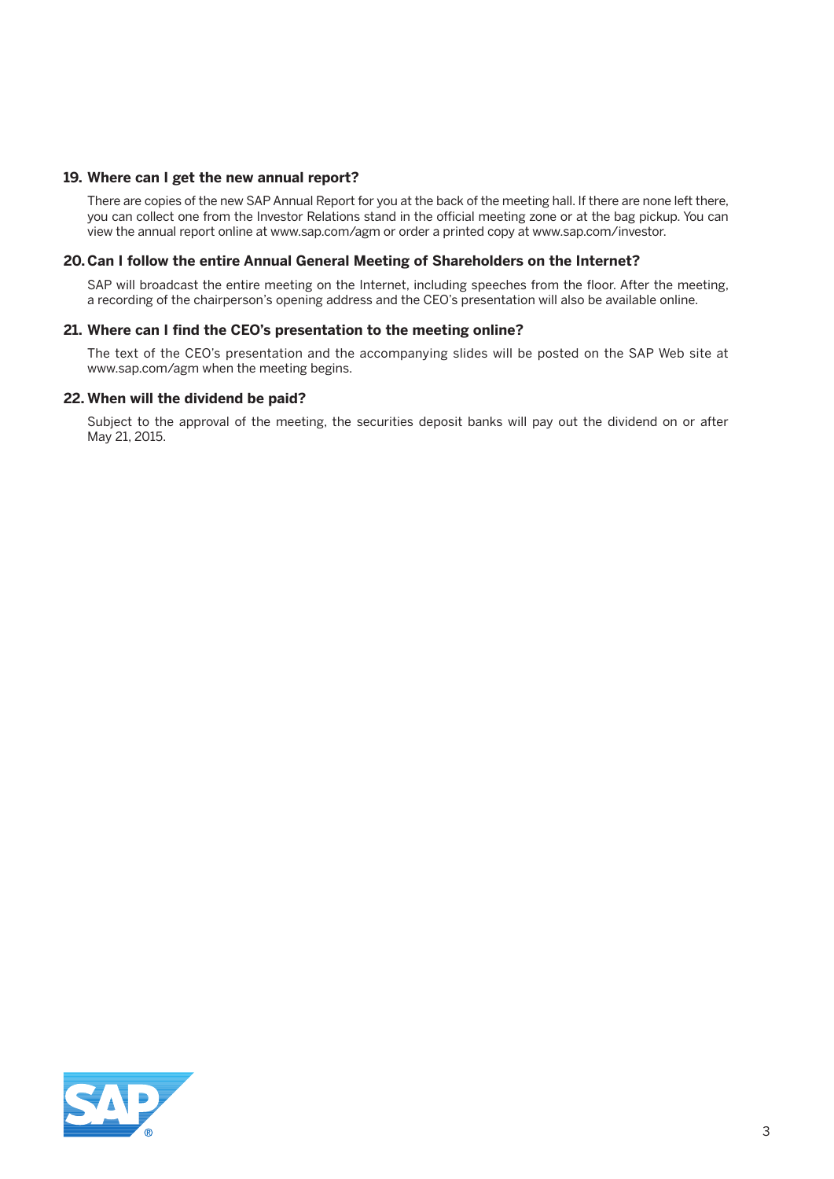### 19. Where can I get the new annual report?

There are copies of the new SAP Annual Report for you at the back of the meeting hall. If there are none left there, you can collect one from the Investor Relations stand in the official meeting zone or at the bag pickup. You can view the annual report online at www.sap.com/agm or order a printed copy at www.sap.com/investor.

### 20. Can I follow the entire Annual General Meeting of Shareholders on the Internet?

SAP will broadcast the entire meeting on the Internet, including speeches from the floor. After the meeting, a recording of the chairperson's opening address and the CEO's presentation will also be available online.

### 21. Where can I find the CEO's presentation to the meeting online?

The text of the CEO's presentation and the accompanying slides will be posted on the SAP Web site at www.sap.com/agm when the meeting begins.

### 22. When will the dividend be paid?

Subject to the approval of the meeting, the securities deposit banks will pay out the dividend on or after May 21, 2015.